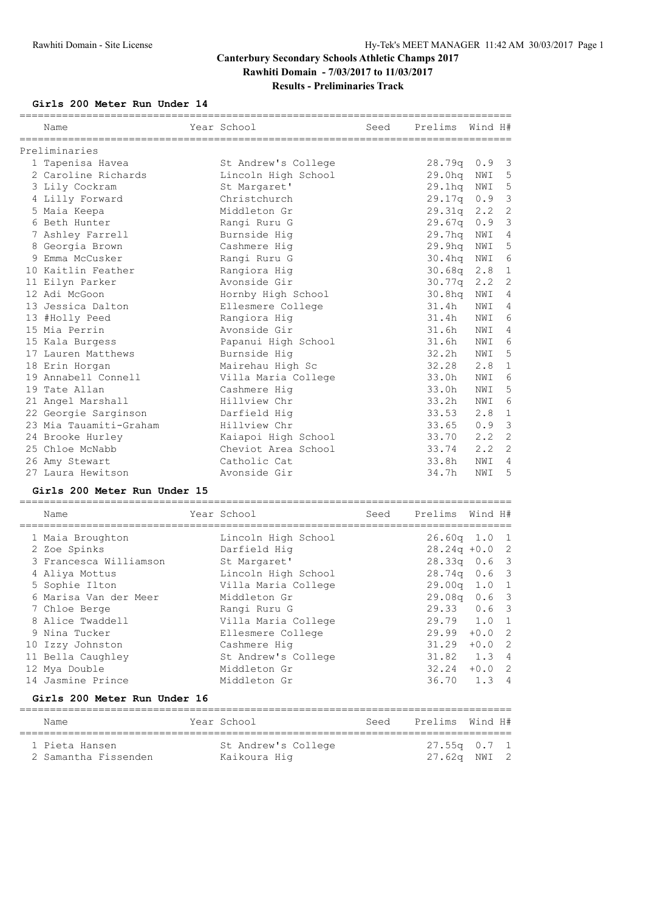# Canterbury Secondary Schools Athletic Champs 2017

**Rawhiti Domain - 7/03/2017 to 11/03/2017**

**Results - Preliminaries Track**

### Girls 200 Meter Run Under 14

| Name | Year | School | Seed | Prelims | Wind | H# |
|---|---|---|---|---|---|---|
| **Preliminaries** | | | | | | |
| 1 Tapenisa Havea | | St Andrew's College | | 28.79q | 0.9 | 3 |
| 2 Caroline Richards | | Lincoln High School | | 29.0hq | NWI | 5 |
| 3 Lily Cockram | | St Margaret' | | 29.1hq | NWI | 5 |
| 4 Lilly Forward | | Christchurch | | 29.17q | 0.9 | 3 |
| 5 Maia Keepa | | Middleton Gr | | 29.31q | 2.2 | 2 |
| 6 Beth Hunter | | Rangi Ruru G | | 29.67q | 0.9 | 3 |
| 7 Ashley Farrell | | Burnside Hig | | 29.7hq | NWI | 4 |
| 8 Georgia Brown | | Cashmere Hig | | 29.9hq | NWI | 5 |
| 9 Emma McCusker | | Rangi Ruru G | | 30.4hq | NWI | 6 |
| 10 Kaitlin Feather | | Rangiora Hig | | 30.68q | 2.8 | 1 |
| 11 Eilyn Parker | | Avonside Gir | | 30.77q | 2.2 | 2 |
| 12 Adi McGoon | | Hornby High School | | 30.8hq | NWI | 4 |
| 13 Jessica Dalton | | Ellesmere College | | 31.4h | NWI | 4 |
| 13 #Holly Peed | | Rangiora Hig | | 31.4h | NWI | 6 |
| 15 Mia Perrin | | Avonside Gir | | 31.6h | NWI | 4 |
| 15 Kala Burgess | | Papanui High School | | 31.6h | NWI | 6 |
| 17 Lauren Matthews | | Burnside Hig | | 32.2h | NWI | 5 |
| 18 Erin Horgan | | Mairehau High Sc | | 32.28 | 2.8 | 1 |
| 19 Annabell Connell | | Villa Maria College | | 33.0h | NWI | 6 |
| 19 Tate Allan | | Cashmere Hig | | 33.0h | NWI | 5 |
| 21 Angel Marshall | | Hillview Chr | | 33.2h | NWI | 6 |
| 22 Georgie Sarginson | | Darfield Hig | | 33.53 | 2.8 | 1 |
| 23 Mia Tauamiti-Graham | | Hillview Chr | | 33.65 | 0.9 | 3 |
| 24 Brooke Hurley | | Kaiapoi High School | | 33.70 | 2.2 | 2 |
| 25 Chloe McNabb | | Cheviot Area School | | 33.74 | 2.2 | 2 |
| 26 Amy Stewart | | Catholic Cat | | 33.8h | NWI | 4 |
| 27 Laura Hewitson | | Avonside Gir | | 34.7h | NWI | 5 |

### Girls 200 Meter Run Under 15

| Name | Year | School | Seed | Prelims | Wind | H# |
|---|---|---|---|---|---|---|
| 1 Maia Broughton | | Lincoln High School | | 26.60q | 1.0 | 1 |
| 2 Zoe Spinks | | Darfield Hig | | 28.24q | +0.0 | 2 |
| 3 Francesca Williamson | | St Margaret' | | 28.33q | 0.6 | 3 |
| 4 Aliya Mottus | | Lincoln High School | | 28.74q | 0.6 | 3 |
| 5 Sophie Ilton | | Villa Maria College | | 29.00q | 1.0 | 1 |
| 6 Marisa Van der Meer | | Middleton Gr | | 29.08q | 0.6 | 3 |
| 7 Chloe Berge | | Rangi Ruru G | | 29.33 | 0.6 | 3 |
| 8 Alice Twaddell | | Villa Maria College | | 29.79 | 1.0 | 1 |
| 9 Nina Tucker | | Ellesmere College | | 29.99 | +0.0 | 2 |
| 10 Izzy Johnston | | Cashmere Hig | | 31.29 | +0.0 | 2 |
| 11 Bella Caughley | | St Andrew's College | | 31.82 | 1.3 | 4 |
| 12 Mya Double | | Middleton Gr | | 32.24 | +0.0 | 2 |
| 14 Jasmine Prince | | Middleton Gr | | 36.70 | 1.3 | 4 |

### Girls 200 Meter Run Under 16

| Name | Year | School | Seed | Prelims | Wind | H# |
|---|---|---|---|---|---|---|
| 1 Pieta Hansen | | St Andrew's College | | 27.55q | 0.7 | 1 |
| 2 Samantha Fissenden | | Kaikoura Hig | | 27.62q | NWI | 2 |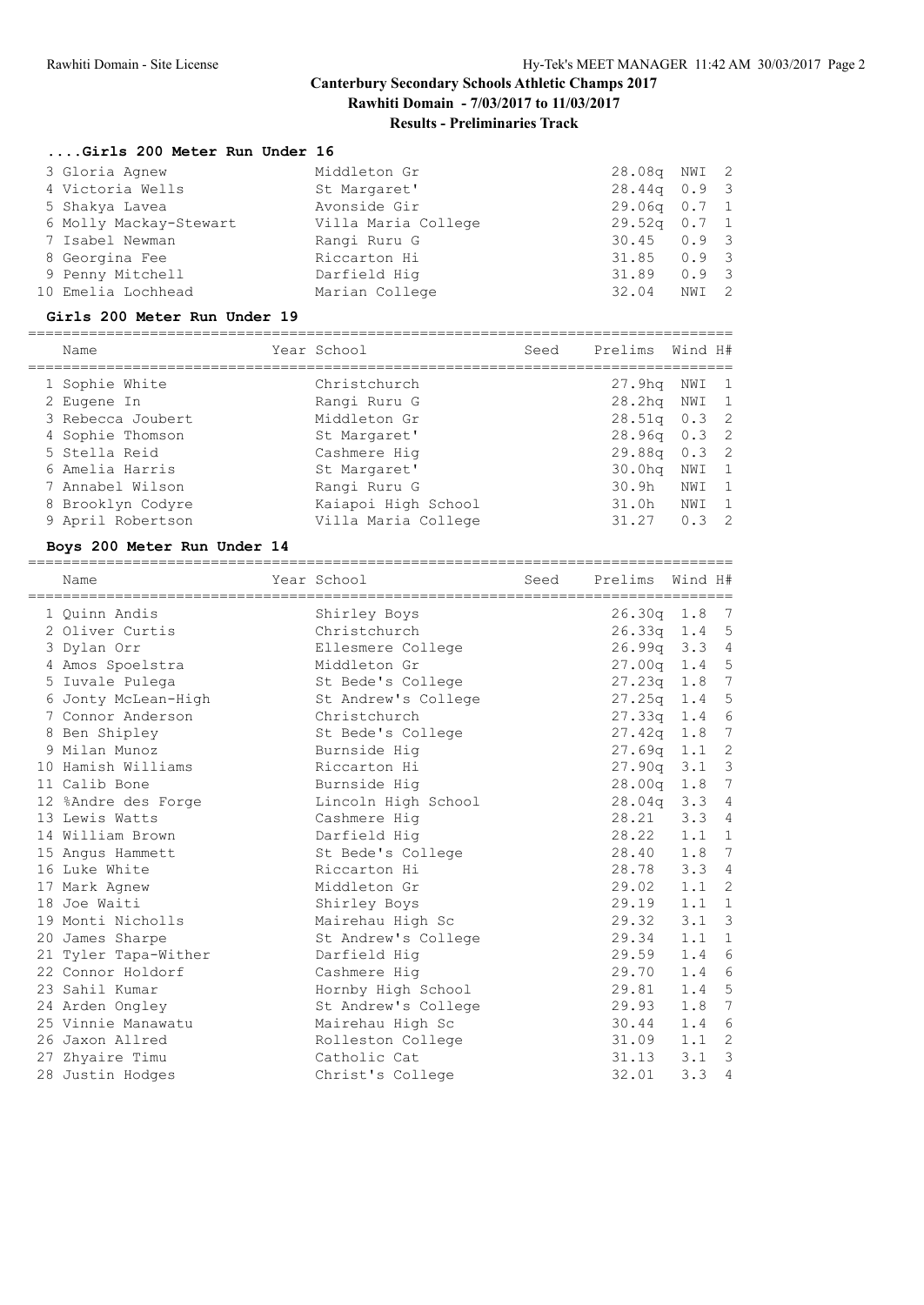# Canterbury Secondary Schools Athletic Champs 2017

**Rawhiti Domain - 7/03/2017 to 11/03/2017**

**Results - Preliminaries Track**

### ....Girls 200 Meter Run Under 16

| Name | Year School | Seed | Prelims | Wind | H# |
|---|---|---|---|---|---|
| 3 Gloria Agnew | Middleton Gr | | 28.08q | NWI | 2 |
| 4 Victoria Wells | St Margaret' | | 28.44q | 0.9 | 3 |
| 5 Shakya Lavea | Avonside Gir | | 29.06q | 0.7 | 1 |
| 6 Molly Mackay-Stewart | Villa Maria College | | 29.52q | 0.7 | 1 |
| 7 Isabel Newman | Rangi Ruru G | | 30.45 | 0.9 | 3 |
| 8 Georgina Fee | Riccarton Hi | | 31.85 | 0.9 | 3 |
| 9 Penny Mitchell | Darfield Hig | | 31.89 | 0.9 | 3 |
| 10 Emelia Lochhead | Marian College | | 32.04 | NWI | 2 |

### Girls 200 Meter Run Under 19

| Name | Year School | Seed | Prelims | Wind | H# |
|---|---|---|---|---|---|
| 1 Sophie White | Christchurch | | 27.9hq | NWI | 1 |
| 2 Eugene In | Rangi Ruru G | | 28.2hq | NWI | 1 |
| 3 Rebecca Joubert | Middleton Gr | | 28.51q | 0.3 | 2 |
| 4 Sophie Thomson | St Margaret' | | 28.96q | 0.3 | 2 |
| 5 Stella Reid | Cashmere Hig | | 29.88q | 0.3 | 2 |
| 6 Amelia Harris | St Margaret' | | 30.0hq | NWI | 1 |
| 7 Annabel Wilson | Rangi Ruru G | | 30.9h | NWI | 1 |
| 8 Brooklyn Codyre | Kaiapoi High School | | 31.0h | NWI | 1 |
| 9 April Robertson | Villa Maria College | | 31.27 | 0.3 | 2 |

### Boys 200 Meter Run Under 14

| Name | Year School | Seed | Prelims | Wind | H# |
|---|---|---|---|---|---|
| 1 Quinn Andis | Shirley Boys | | 26.30q | 1.8 | 7 |
| 2 Oliver Curtis | Christchurch | | 26.33q | 1.4 | 5 |
| 3 Dylan Orr | Ellesmere College | | 26.99q | 3.3 | 4 |
| 4 Amos Spoelstra | Middleton Gr | | 27.00q | 1.4 | 5 |
| 5 Iuvale Pulega | St Bede's College | | 27.23q | 1.8 | 7 |
| 6 Jonty McLean-High | St Andrew's College | | 27.25q | 1.4 | 5 |
| 7 Connor Anderson | Christchurch | | 27.33q | 1.4 | 6 |
| 8 Ben Shipley | St Bede's College | | 27.42q | 1.8 | 7 |
| 9 Milan Munoz | Burnside Hig | | 27.69q | 1.1 | 2 |
| 10 Hamish Williams | Riccarton Hi | | 27.90q | 3.1 | 3 |
| 11 Calib Bone | Burnside Hig | | 28.00q | 1.8 | 7 |
| 12 %Andre des Forge | Lincoln High School | | 28.04q | 3.3 | 4 |
| 13 Lewis Watts | Cashmere Hig | | 28.21 | 3.3 | 4 |
| 14 William Brown | Darfield Hig | | 28.22 | 1.1 | 1 |
| 15 Angus Hammett | St Bede's College | | 28.40 | 1.8 | 7 |
| 16 Luke White | Riccarton Hi | | 28.78 | 3.3 | 4 |
| 17 Mark Agnew | Middleton Gr | | 29.02 | 1.1 | 2 |
| 18 Joe Waiti | Shirley Boys | | 29.19 | 1.1 | 1 |
| 19 Monti Nicholls | Mairehau High Sc | | 29.32 | 3.1 | 3 |
| 20 James Sharpe | St Andrew's College | | 29.34 | 1.1 | 1 |
| 21 Tyler Tapa-Wither | Darfield Hig | | 29.59 | 1.4 | 6 |
| 22 Connor Holdorf | Cashmere Hig | | 29.70 | 1.4 | 6 |
| 23 Sahil Kumar | Hornby High School | | 29.81 | 1.4 | 5 |
| 24 Arden Ongley | St Andrew's College | | 29.93 | 1.8 | 7 |
| 25 Vinnie Manawatu | Mairehau High Sc | | 30.44 | 1.4 | 6 |
| 26 Jaxon Allred | Rolleston College | | 31.09 | 1.1 | 2 |
| 27 Zhyaire Timu | Catholic Cat | | 31.13 | 3.1 | 3 |
| 28 Justin Hodges | Christ's College | | 32.01 | 3.3 | 4 |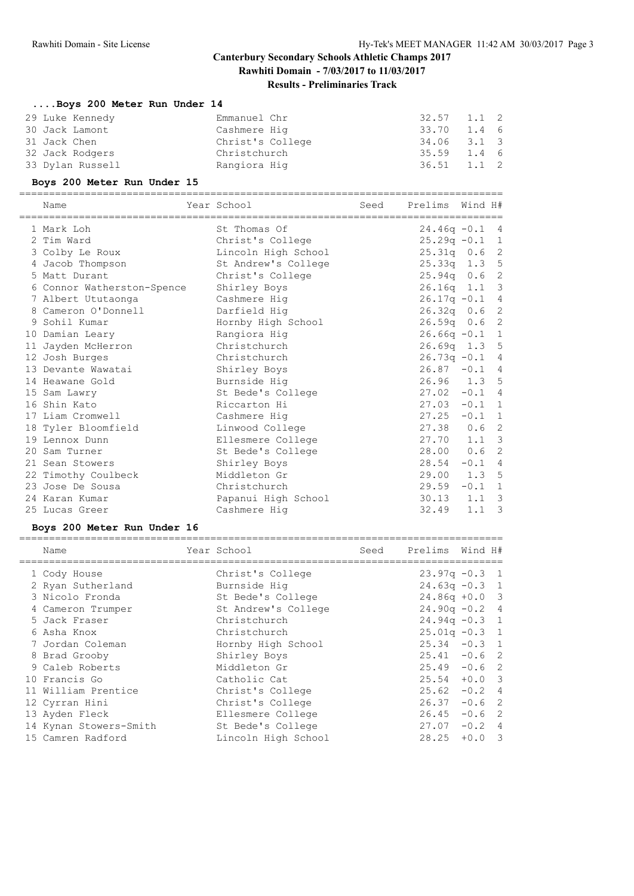# Canterbury Secondary Schools Athletic Champs 2017

**Rawhiti Domain - 7/03/2017 to 11/03/2017**

**Results - Preliminaries Track**

### ....Boys 200 Meter Run Under 14

| | Name | Year | School | Seed | Prelims | Wind | H# |
|---|---|---|---|---|---|---|---|
| 29 | Luke Kennedy | | Emmanuel Chr | | 32.57 | 1.1 | 2 |
| 30 | Jack Lamont | | Cashmere Hig | | 33.70 | 1.4 | 6 |
| 31 | Jack Chen | | Christ's College | | 34.06 | 3.1 | 3 |
| 32 | Jack Rodgers | | Christchurch | | 35.59 | 1.4 | 6 |
| 33 | Dylan Russell | | Rangiora Hig | | 36.51 | 1.1 | 2 |

### Boys 200 Meter Run Under 15

| | Name | Year | School | Seed | Prelims | Wind | H# |
|---|---|---|---|---|---|---|---|
| 1 | Mark Loh | | St Thomas Of | | 24.46q | -0.1 | 4 |
| 2 | Tim Ward | | Christ's College | | 25.29q | -0.1 | 1 |
| 3 | Colby Le Roux | | Lincoln High School | | 25.31q | 0.6 | 2 |
| 4 | Jacob Thompson | | St Andrew's College | | 25.33q | 1.3 | 5 |
| 5 | Matt Durant | | Christ's College | | 25.94q | 0.6 | 2 |
| 6 | Connor Watherston-Spence | | Shirley Boys | | 26.16q | 1.1 | 3 |
| 7 | Albert Ututaonga | | Cashmere Hig | | 26.17q | -0.1 | 4 |
| 8 | Cameron O'Donnell | | Darfield Hig | | 26.32q | 0.6 | 2 |
| 9 | Sohil Kumar | | Hornby High School | | 26.59q | 0.6 | 2 |
| 10 | Damian Leary | | Rangiora Hig | | 26.66q | -0.1 | 1 |
| 11 | Jayden McHerron | | Christchurch | | 26.69q | 1.3 | 5 |
| 12 | Josh Burges | | Christchurch | | 26.73q | -0.1 | 4 |
| 13 | Devante Wawatai | | Shirley Boys | | 26.87 | -0.1 | 4 |
| 14 | Heawane Gold | | Burnside Hig | | 26.96 | 1.3 | 5 |
| 15 | Sam Lawry | | St Bede's College | | 27.02 | -0.1 | 4 |
| 16 | Shin Kato | | Riccarton Hi | | 27.03 | -0.1 | 1 |
| 17 | Liam Cromwell | | Cashmere Hig | | 27.25 | -0.1 | 1 |
| 18 | Tyler Bloomfield | | Linwood College | | 27.38 | 0.6 | 2 |
| 19 | Lennox Dunn | | Ellesmere College | | 27.70 | 1.1 | 3 |
| 20 | Sam Turner | | St Bede's College | | 28.00 | 0.6 | 2 |
| 21 | Sean Stowers | | Shirley Boys | | 28.54 | -0.1 | 4 |
| 22 | Timothy Coulbeck | | Middleton Gr | | 29.00 | 1.3 | 5 |
| 23 | Jose De Sousa | | Christchurch | | 29.59 | -0.1 | 1 |
| 24 | Karan Kumar | | Papanui High School | | 30.13 | 1.1 | 3 |
| 25 | Lucas Greer | | Cashmere Hig | | 32.49 | 1.1 | 3 |

### Boys 200 Meter Run Under 16

| | Name | Year | School | Seed | Prelims | Wind | H# |
|---|---|---|---|---|---|---|---|
| 1 | Cody House | | Christ's College | | 23.97q | -0.3 | 1 |
| 2 | Ryan Sutherland | | Burnside Hig | | 24.63q | -0.3 | 1 |
| 3 | Nicolo Fronda | | St Bede's College | | 24.86q | +0.0 | 3 |
| 4 | Cameron Trumper | | St Andrew's College | | 24.90q | -0.2 | 4 |
| 5 | Jack Fraser | | Christchurch | | 24.94q | -0.3 | 1 |
| 6 | Asha Knox | | Christchurch | | 25.01q | -0.3 | 1 |
| 7 | Jordan Coleman | | Hornby High School | | 25.34 | -0.3 | 1 |
| 8 | Brad Grooby | | Shirley Boys | | 25.41 | -0.6 | 2 |
| 9 | Caleb Roberts | | Middleton Gr | | 25.49 | -0.6 | 2 |
| 10 | Francis Go | | Catholic Cat | | 25.54 | +0.0 | 3 |
| 11 | William Prentice | | Christ's College | | 25.62 | -0.2 | 4 |
| 12 | Cyrran Hini | | Christ's College | | 26.37 | -0.6 | 2 |
| 13 | Ayden Fleck | | Ellesmere College | | 26.45 | -0.6 | 2 |
| 14 | Kynan Stowers-Smith | | St Bede's College | | 27.07 | -0.2 | 4 |
| 15 | Camren Radford | | Lincoln High School | | 28.25 | +0.0 | 3 |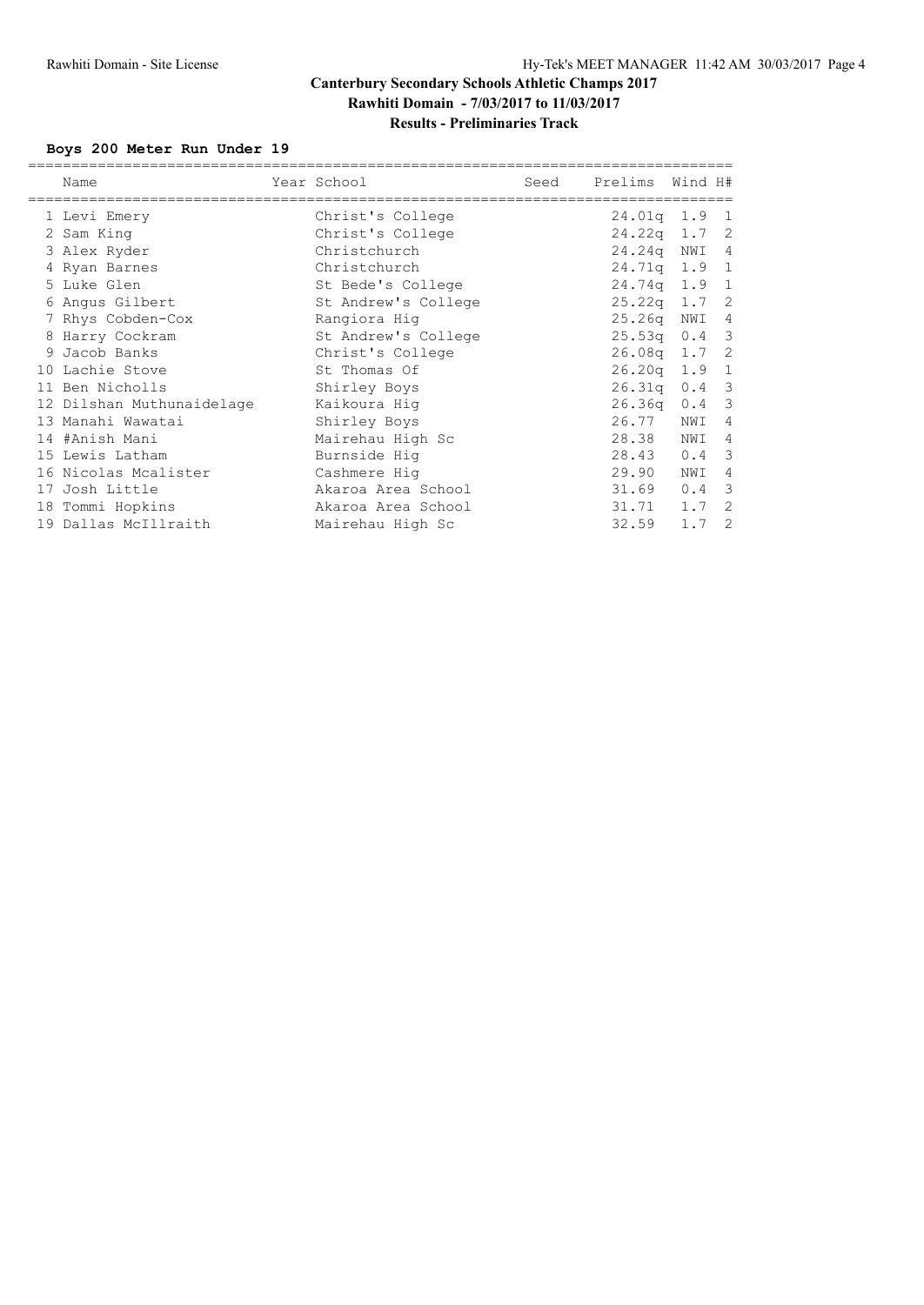# Canterbury Secondary Schools Athletic Champs 2017

**Rawhiti Domain - 7/03/2017 to 11/03/2017**

**Results - Preliminaries Track**

### Boys 200 Meter Run Under 19

| | Name | Year | School | Seed | Prelims | Wind | H# |
|---|---|---|---|---|---|---|---|
| 1 | Levi Emery | | Christ's College | | 24.01q | 1.9 | 1 |
| 2 | Sam King | | Christ's College | | 24.22q | 1.7 | 2 |
| 3 | Alex Ryder | | Christchurch | | 24.24q | NWI | 4 |
| 4 | Ryan Barnes | | Christchurch | | 24.71q | 1.9 | 1 |
| 5 | Luke Glen | | St Bede's College | | 24.74q | 1.9 | 1 |
| 6 | Angus Gilbert | | St Andrew's College | | 25.22q | 1.7 | 2 |
| 7 | Rhys Cobden-Cox | | Rangiora Hig | | 25.26q | NWI | 4 |
| 8 | Harry Cockram | | St Andrew's College | | 25.53q | 0.4 | 3 |
| 9 | Jacob Banks | | Christ's College | | 26.08q | 1.7 | 2 |
| 10 | Lachie Stove | | St Thomas Of | | 26.20q | 1.9 | 1 |
| 11 | Ben Nicholls | | Shirley Boys | | 26.31q | 0.4 | 3 |
| 12 | Dilshan Muthunaidelage | | Kaikoura Hig | | 26.36q | 0.4 | 3 |
| 13 | Manahi Wawatai | | Shirley Boys | | 26.77 | NWI | 4 |
| 14 | #Anish Mani | | Mairehau High Sc | | 28.38 | NWI | 4 |
| 15 | Lewis Latham | | Burnside Hig | | 28.43 | 0.4 | 3 |
| 16 | Nicolas Mcalister | | Cashmere Hig | | 29.90 | NWI | 4 |
| 17 | Josh Little | | Akaroa Area School | | 31.69 | 0.4 | 3 |
| 18 | Tommi Hopkins | | Akaroa Area School | | 31.71 | 1.7 | 2 |
| 19 | Dallas McIllraith | | Mairehau High Sc | | 32.59 | 1.7 | 2 |